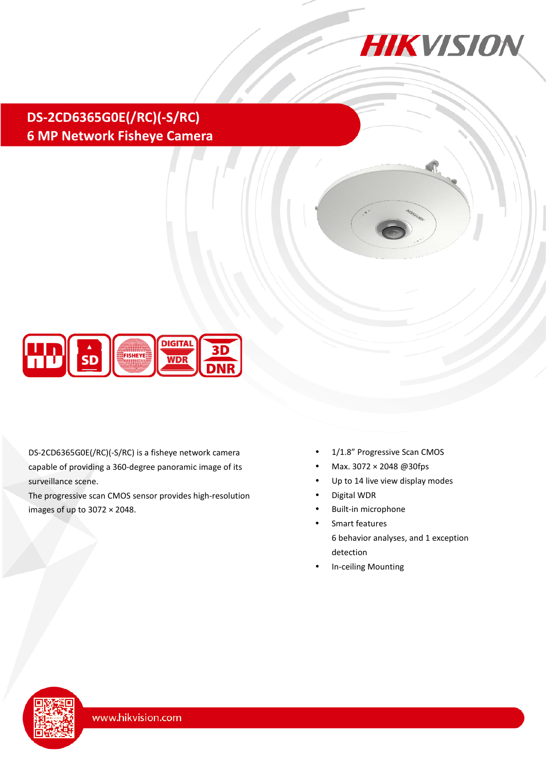# DS-2CD6365G0E(/RC)(-S/RC)
## 6 MP Network Fisheye Camera

DS-2CD6365G0E(/RC)(-S/RC) is a fisheye network camera capable of providing a 360-degree panoramic image of its surveillance scene.

The progressive scan CMOS sensor provides high-resolution images of up to 3072 × 2048.

- 1/1.8" Progressive Scan CMOS
- Max. 3072 × 2048 @30fps
- Up to 14 live view display modes
- Digital WDR
- Built-in microphone
- Smart features
  6 behavior analyses, and 1 exception detection
- In-ceiling Mounting

www.hikvision.com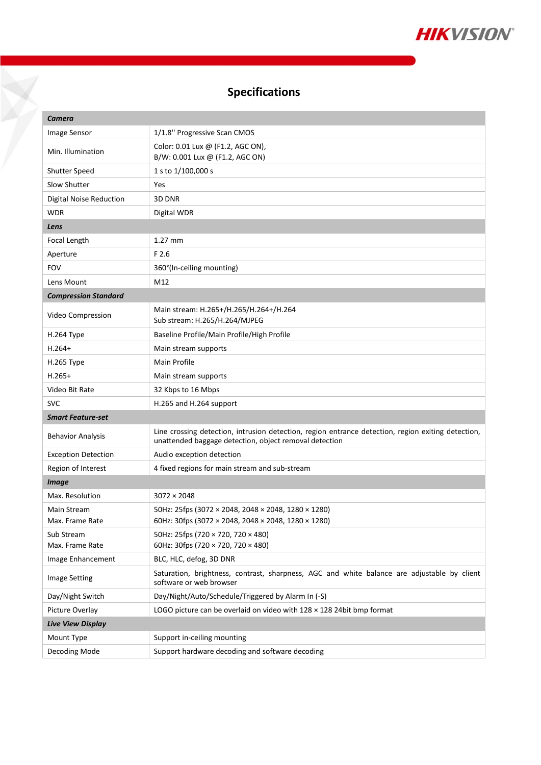# Specifications

| Camera | |
|---|---|
| Image Sensor | 1/1.8'' Progressive Scan CMOS |
| Min. Illumination | Color: 0.01 Lux @ (F1.2, AGC ON),<br>B/W: 0.001 Lux @ (F1.2, AGC ON) |
| Shutter Speed | 1 s to 1/100,000 s |
| Slow Shutter | Yes |
| Digital Noise Reduction | 3D DNR |
| WDR | Digital WDR |
| ***Lens*** | |
| Focal Length | 1.27 mm |
| Aperture | F 2.6 |
| FOV | 360°(In-ceiling mounting) |
| Lens Mount | M12 |
| ***Compression Standard*** | |
| Video Compression | Main stream: H.265+/H.265/H.264+/H.264<br>Sub stream: H.265/H.264/MJPEG |
| H.264 Type | Baseline Profile/Main Profile/High Profile |
| H.264+ | Main stream supports |
| H.265 Type | Main Profile |
| H.265+ | Main stream supports |
| Video Bit Rate | 32 Kbps to 16 Mbps |
| SVC | H.265 and H.264 support |
| ***Smart Feature-set*** | |
| Behavior Analysis | Line crossing detection, intrusion detection, region entrance detection, region exiting detection, unattended baggage detection, object removal detection |
| Exception Detection | Audio exception detection |
| Region of Interest | 4 fixed regions for main stream and sub-stream |
| ***Image*** | |
| Max. Resolution | 3072 × 2048 |
| Main Stream<br>Max. Frame Rate | 50Hz: 25fps (3072 × 2048, 2048 × 2048, 1280 × 1280)<br>60Hz: 30fps (3072 × 2048, 2048 × 2048, 1280 × 1280) |
| Sub Stream<br>Max. Frame Rate | 50Hz: 25fps (720 × 720, 720 × 480)<br>60Hz: 30fps (720 × 720, 720 × 480) |
| Image Enhancement | BLC, HLC, defog, 3D DNR |
| Image Setting | Saturation, brightness, contrast, sharpness, AGC and white balance are adjustable by client software or web browser |
| Day/Night Switch | Day/Night/Auto/Schedule/Triggered by Alarm In (-S) |
| Picture Overlay | LOGO picture can be overlaid on video with 128 × 128 24bit bmp format |
| ***Live View Display*** | |
| Mount Type | Support in-ceiling mounting |
| Decoding Mode | Support hardware decoding and software decoding |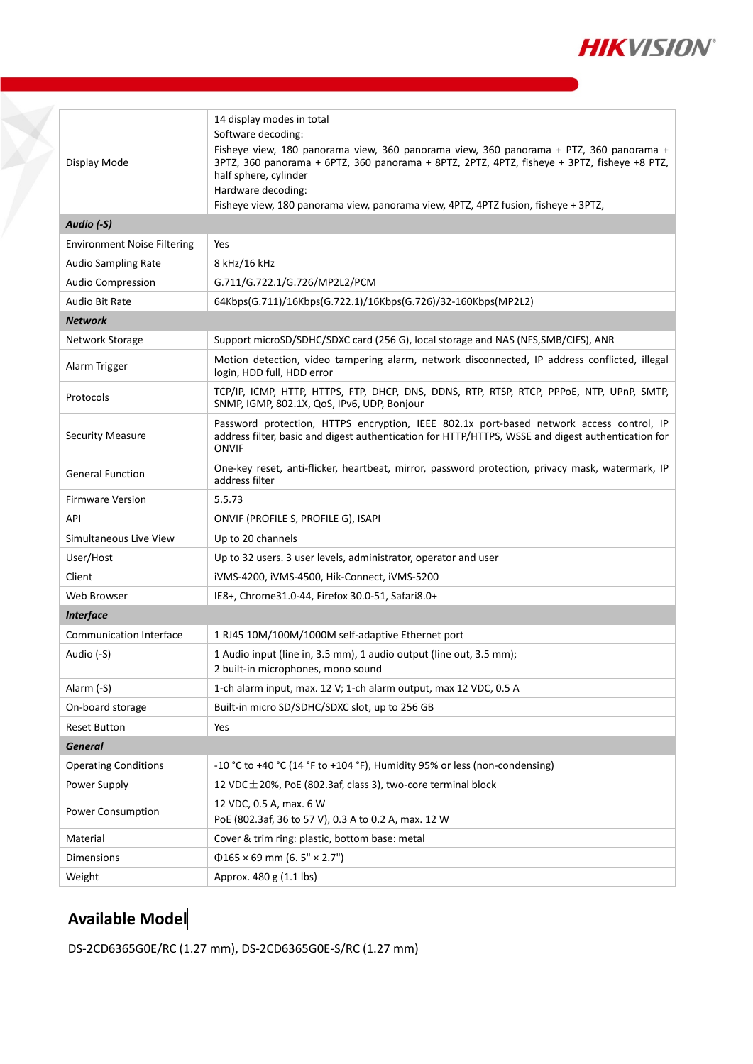| | |
|---|---|
| Display Mode | 14 display modes in total<br>Software decoding:<br>Fisheye view, 180 panorama view, 360 panorama view, 360 panorama + PTZ, 360 panorama + 3PTZ, 360 panorama + 6PTZ, 360 panorama + 8PTZ, 2PTZ, 4PTZ, fisheye + 3PTZ, fisheye +8 PTZ, half sphere, cylinder<br>Hardware decoding:<br>Fisheye view, 180 panorama view, panorama view, 4PTZ, 4PTZ fusion, fisheye + 3PTZ, |
| ***Audio (-S)*** | |
| Environment Noise Filtering | Yes |
| Audio Sampling Rate | 8 kHz/16 kHz |
| Audio Compression | G.711/G.722.1/G.726/MP2L2/PCM |
| Audio Bit Rate | 64Kbps(G.711)/16Kbps(G.722.1)/16Kbps(G.726)/32-160Kbps(MP2L2) |
| ***Network*** | |
| Network Storage | Support microSD/SDHC/SDXC card (256 G), local storage and NAS (NFS,SMB/CIFS), ANR |
| Alarm Trigger | Motion detection, video tampering alarm, network disconnected, IP address conflicted, illegal login, HDD full, HDD error |
| Protocols | TCP/IP, ICMP, HTTP, HTTPS, FTP, DHCP, DNS, DDNS, RTP, RTSP, RTCP, PPPoE, NTP, UPnP, SMTP, SNMP, IGMP, 802.1X, QoS, IPv6, UDP, Bonjour |
| Security Measure | Password protection, HTTPS encryption, IEEE 802.1x port-based network access control, IP address filter, basic and digest authentication for HTTP/HTTPS, WSSE and digest authentication for ONVIF |
| General Function | One-key reset, anti-flicker, heartbeat, mirror, password protection, privacy mask, watermark, IP address filter |
| Firmware Version | 5.5.73 |
| API | ONVIF (PROFILE S, PROFILE G), ISAPI |
| Simultaneous Live View | Up to 20 channels |
| User/Host | Up to 32 users. 3 user levels, administrator, operator and user |
| Client | iVMS-4200, iVMS-4500, Hik-Connect, iVMS-5200 |
| Web Browser | IE8+, Chrome31.0-44, Firefox 30.0-51, Safari8.0+ |
| ***Interface*** | |
| Communication Interface | 1 RJ45 10M/100M/1000M self-adaptive Ethernet port |
| Audio (-S) | 1 Audio input (line in, 3.5 mm), 1 audio output (line out, 3.5 mm);<br>2 built-in microphones, mono sound |
| Alarm (-S) | 1-ch alarm input, max. 12 V; 1-ch alarm output, max 12 VDC, 0.5 A |
| On-board storage | Built-in micro SD/SDHC/SDXC slot, up to 256 GB |
| Reset Button | Yes |
| ***General*** | |
| Operating Conditions | -10 °C to +40 °C (14 °F to +104 °F), Humidity 95% or less (non-condensing) |
| Power Supply | 12 VDC±20%, PoE (802.3af, class 3), two-core terminal block |
| Power Consumption | 12 VDC, 0.5 A, max. 6 W<br>PoE (802.3af, 36 to 57 V), 0.3 A to 0.2 A, max. 12 W |
| Material | Cover & trim ring: plastic, bottom base: metal |
| Dimensions | Φ165 × 69 mm (6. 5" × 2.7") |
| Weight | Approx. 480 g (1.1 lbs) |

## Available Model

DS-2CD6365G0E/RC (1.27 mm), DS-2CD6365G0E-S/RC (1.27 mm)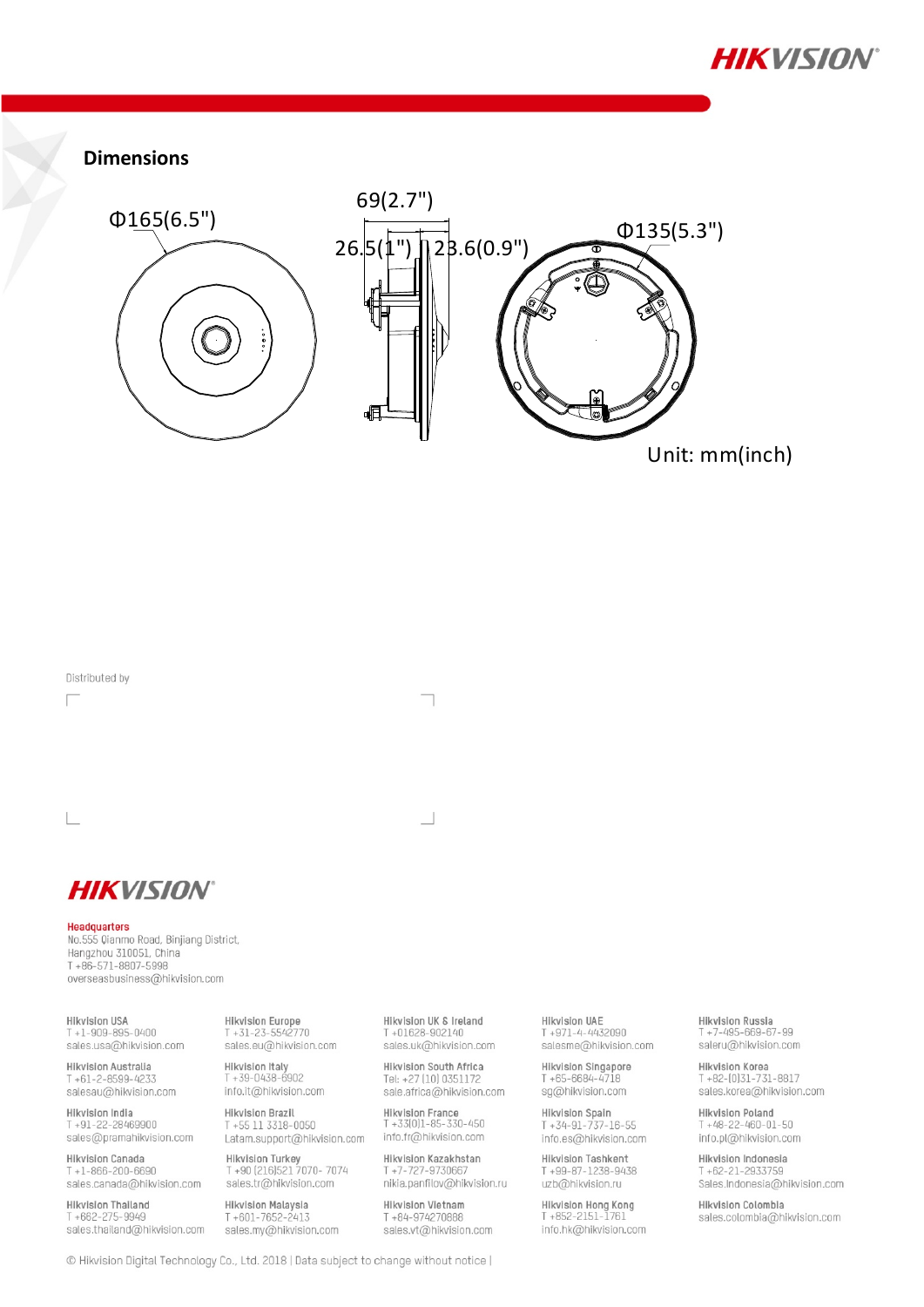## Dimensions

Φ165(6.5")

69(2.7")

26.5(1")

23.6(0.9")

Φ135(5.3")

Unit: mm(inch)

Distributed by

**HIKVISION**

**Headquarters**
No.555 Qianmo Road, Binjiang District,
Hangzhou 310051, China
T +86-571-8807-5998
overseasbusiness@hikvision.com

**Hikvision USA**
T +1-909-895-0400
sales.usa@hikvision.com

**Hikvision Australia**
T +61-2-8599-4233
salesau@hikvision.com

**Hikvision India**
T +91-22-28469900
sales@pramahikvision.com

**Hikvision Canada**
T +1-866-200-6690
sales.canada@hikvision.com

**Hikvision Thailand**
T +662-275-9949
sales.thailand@hikvision.com

**Hikvision Europe**
T +31-23-5542770
sales.eu@hikvision.com

**Hikvision Italy**
T +39-0438-6902
info.it@hikvision.com

**Hikvision Brazil**
T +55 11 3318-0050
Latam.support@hikvision.com

**Hikvision Turkey**
T +90 (216)521 7070- 7074
sales.tr@hikvision.com

**Hikvision Malaysia**
T +601-7652-2413
sales.my@hikvision.com

**Hikvision UK & Ireland**
T +01628-902140
sales.uk@hikvision.com

**Hikvision South Africa**
Tel: +27 (10) 0351172
sale.africa@hikvision.com

**Hikvision France**
T +33(0)1-85-330-450
info.fr@hikvision.com

**Hikvision Kazakhstan**
T +7-727-9730667
nikia.panfilov@hikvision.ru

**Hikvision Vietnam**
T +84-974270888
sales.vt@hikvision.com

**Hikvision UAE**
T +971-4-4432090
salesme@hikvision.com

**Hikvision Singapore**
T +65-6684-4718
sg@hikvision.com

**Hikvision Spain**
T +34-91-737-16-55
info.es@hikvision.com

**Hikvision Tashkent**
T +99-87-1238-9438
uzb@hikvision.ru

**Hikvision Hong Kong**
T +852-2151-1761
info.hk@hikvision.com

**Hikvision Russia**
T +7-495-669-67-99
saleru@hikvision.com

**Hikvision Korea**
T +82-(0)31-731-8817
sales.korea@hikvision.com

**Hikvision Poland**
T +48-22-460-01-50
info.pl@hikvision.com

**Hikvision Indonesia**
T +62-21-2933759
Sales.Indonesia@hikvision.com

**Hikvision Colombia**
sales.colombia@hikvision.com

© Hikvision Digital Technology Co., Ltd. 2018 | Data subject to change without notice |